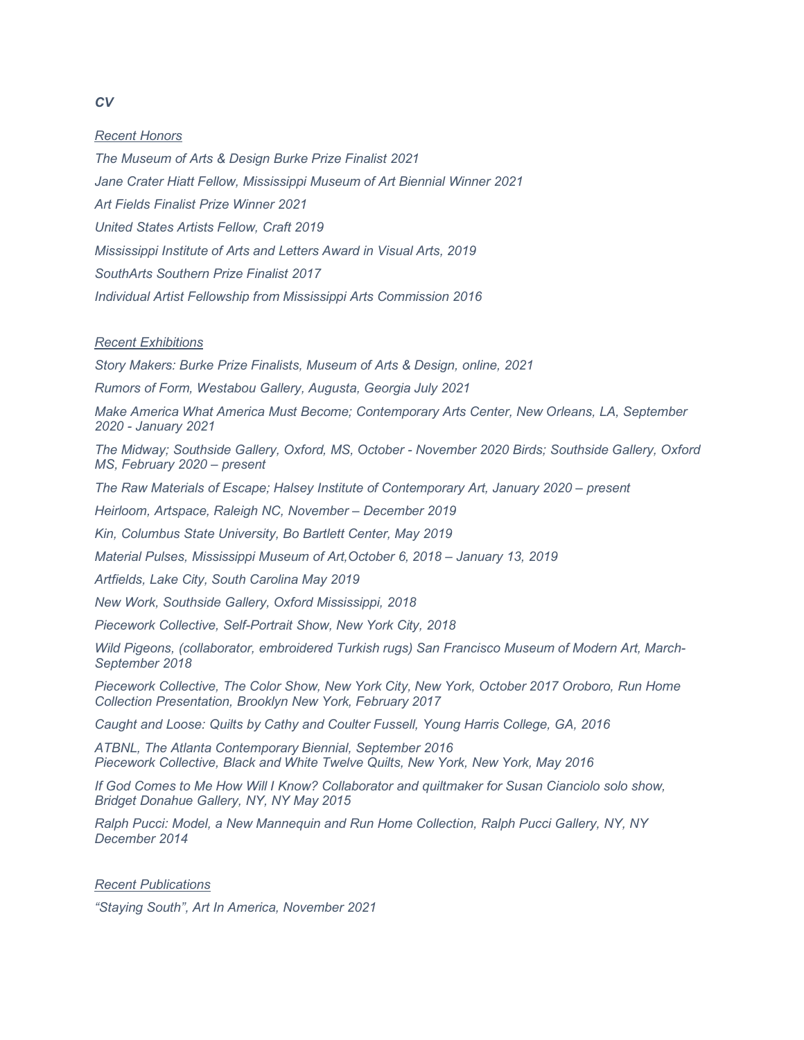***CV***

*<u>Recent Honors</u>*

*The Museum of Arts & Design Burke Prize Finalist 2021*

*Jane Crater Hiatt Fellow, Mississippi Museum of Art Biennial Winner 2021*

*Art Fields Finalist Prize Winner 2021*

*United States Artists Fellow, Craft 2019*

*Mississippi Institute of Arts and Letters Award in Visual Arts, 2019*

*SouthArts Southern Prize Finalist 2017*

*Individual Artist Fellowship from Mississippi Arts Commission 2016*

*<u>Recent Exhibitions</u>*

*Story Makers: Burke Prize Finalists, Museum of Arts & Design, online, 2021*

*Rumors of Form, Westabou Gallery, Augusta, Georgia July 2021*

*Make America What America Must Become; Contemporary Arts Center, New Orleans, LA, September 2020 - January 2021*

*The Midway; Southside Gallery, Oxford, MS, October - November 2020 Birds; Southside Gallery, Oxford MS, February 2020 – present*

*The Raw Materials of Escape; Halsey Institute of Contemporary Art, January 2020 – present*

*Heirloom, Artspace, Raleigh NC, November – December 2019*

*Kin, Columbus State University, Bo Bartlett Center, May 2019*

*Material Pulses, Mississippi Museum of Art,October 6, 2018 – January 13, 2019*

*Artfields, Lake City, South Carolina May 2019*

*New Work, Southside Gallery, Oxford Mississippi, 2018*

*Piecework Collective, Self-Portrait Show, New York City, 2018*

*Wild Pigeons, (collaborator, embroidered Turkish rugs) San Francisco Museum of Modern Art, March-September 2018*

*Piecework Collective, The Color Show, New York City, New York, October 2017 Oroboro, Run Home Collection Presentation, Brooklyn New York, February 2017*

*Caught and Loose: Quilts by Cathy and Coulter Fussell, Young Harris College, GA, 2016*

*ATBNL, The Atlanta Contemporary Biennial, September 2016*
*Piecework Collective, Black and White Twelve Quilts, New York, New York, May 2016*

*If God Comes to Me How Will I Know? Collaborator and quiltmaker for Susan Cianciolo solo show, Bridget Donahue Gallery, NY, NY May 2015*

*Ralph Pucci: Model, a New Mannequin and Run Home Collection, Ralph Pucci Gallery, NY, NY December 2014*

*<u>Recent Publications</u>*

*"Staying South", Art In America, November 2021*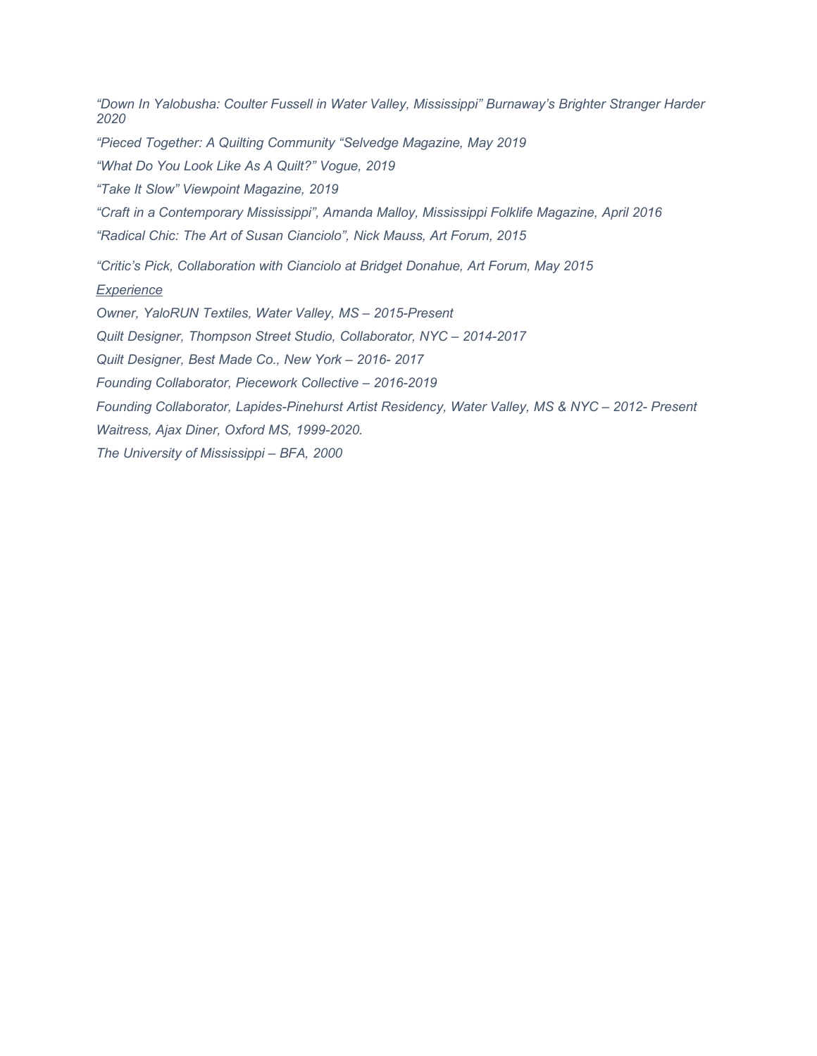*"Down In Yalobusha: Coulter Fussell in Water Valley, Mississippi" Burnaway's Brighter Stranger Harder 2020*

*"Pieced Together: A Quilting Community "Selvedge Magazine, May 2019*

*"What Do You Look Like As A Quilt?" Vogue, 2019*

*"Take It Slow" Viewpoint Magazine, 2019*

*"Craft in a Contemporary Mississippi", Amanda Malloy, Mississippi Folklife Magazine, April 2016*

*"Radical Chic: The Art of Susan Cianciolo", Nick Mauss, Art Forum, 2015*

*"Critic's Pick, Collaboration with Cianciolo at Bridget Donahue, Art Forum, May 2015*

<u>*Experience*</u>

*Owner, YaloRUN Textiles, Water Valley, MS – 2015-Present*

*Quilt Designer, Thompson Street Studio, Collaborator, NYC – 2014-2017*

*Quilt Designer, Best Made Co., New York – 2016- 2017*

*Founding Collaborator, Piecework Collective – 2016-2019*

*Founding Collaborator, Lapides-Pinehurst Artist Residency, Water Valley, MS & NYC – 2012- Present*

*Waitress, Ajax Diner, Oxford MS, 1999-2020.*

*The University of Mississippi – BFA, 2000*